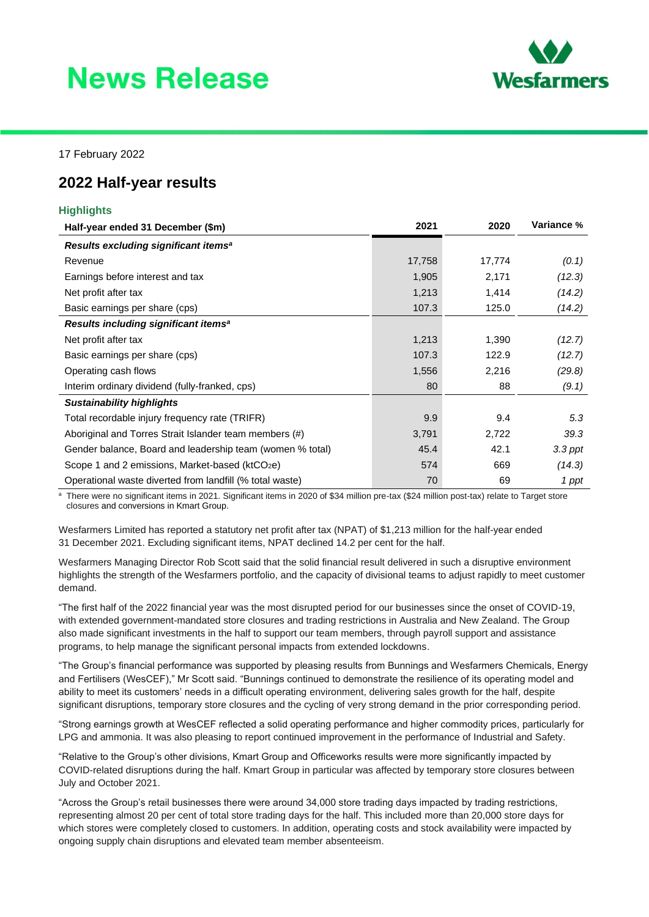# News Release

Wesfarmers

17 February 2022

## 2022 Half-year results

### Highlights

| Half-year ended 31 December ($m) | 2021 | 2020 | Variance % |
|---|---|---|---|
| ***Results excluding significant items[a]*** | | | |
| Revenue | 17,758 | 17,774 | *(0.1)* |
| Earnings before interest and tax | 1,905 | 2,171 | *(12.3)* |
| Net profit after tax | 1,213 | 1,414 | *(14.2)* |
| Basic earnings per share (cps) | 107.3 | 125.0 | *(14.2)* |
| ***Results including significant items[a]*** | | | |
| Net profit after tax | 1,213 | 1,390 | *(12.7)* |
| Basic earnings per share (cps) | 107.3 | 122.9 | *(12.7)* |
| Operating cash flows | 1,556 | 2,216 | *(29.8)* |
| Interim ordinary dividend (fully-franked, cps) | 80 | 88 | *(9.1)* |
| ***Sustainability highlights*** | | | |
| Total recordable injury frequency rate (TRIFR) | 9.9 | 9.4 | *5.3* |
| Aboriginal and Torres Strait Islander team members (#) | 3,791 | 2,722 | *39.3* |
| Gender balance, Board and leadership team (women % total) | 45.4 | 42.1 | *3.3 ppt* |
| Scope 1 and 2 emissions, Market-based (kt$CO_2$e) | 574 | 669 | *(14.3)* |
| Operational waste diverted from landfill (% total waste) | 70 | 69 | *1 ppt* |

[a] There were no significant items in 2021. Significant items in 2020 of $34 million pre-tax ($24 million post-tax) relate to Target store closures and conversions in Kmart Group.

Wesfarmers Limited has reported a statutory net profit after tax (NPAT) of $1,213 million for the half-year ended 31 December 2021. Excluding significant items, NPAT declined 14.2 per cent for the half.

Wesfarmers Managing Director Rob Scott said that the solid financial result delivered in such a disruptive environment highlights the strength of the Wesfarmers portfolio, and the capacity of divisional teams to adjust rapidly to meet customer demand.

"The first half of the 2022 financial year was the most disrupted period for our businesses since the onset of COVID-19, with extended government-mandated store closures and trading restrictions in Australia and New Zealand. The Group also made significant investments in the half to support our team members, through payroll support and assistance programs, to help manage the significant personal impacts from extended lockdowns.

"The Group's financial performance was supported by pleasing results from Bunnings and Wesfarmers Chemicals, Energy and Fertilisers (WesCEF)," Mr Scott said. "Bunnings continued to demonstrate the resilience of its operating model and ability to meet its customers' needs in a difficult operating environment, delivering sales growth for the half, despite significant disruptions, temporary store closures and the cycling of very strong demand in the prior corresponding period.

"Strong earnings growth at WesCEF reflected a solid operating performance and higher commodity prices, particularly for LPG and ammonia. It was also pleasing to report continued improvement in the performance of Industrial and Safety.

"Relative to the Group's other divisions, Kmart Group and Officeworks results were more significantly impacted by COVID-related disruptions during the half. Kmart Group in particular was affected by temporary store closures between July and October 2021.

"Across the Group's retail businesses there were around 34,000 store trading days impacted by trading restrictions, representing almost 20 per cent of total store trading days for the half. This included more than 20,000 store days for which stores were completely closed to customers. In addition, operating costs and stock availability were impacted by ongoing supply chain disruptions and elevated team member absenteeism.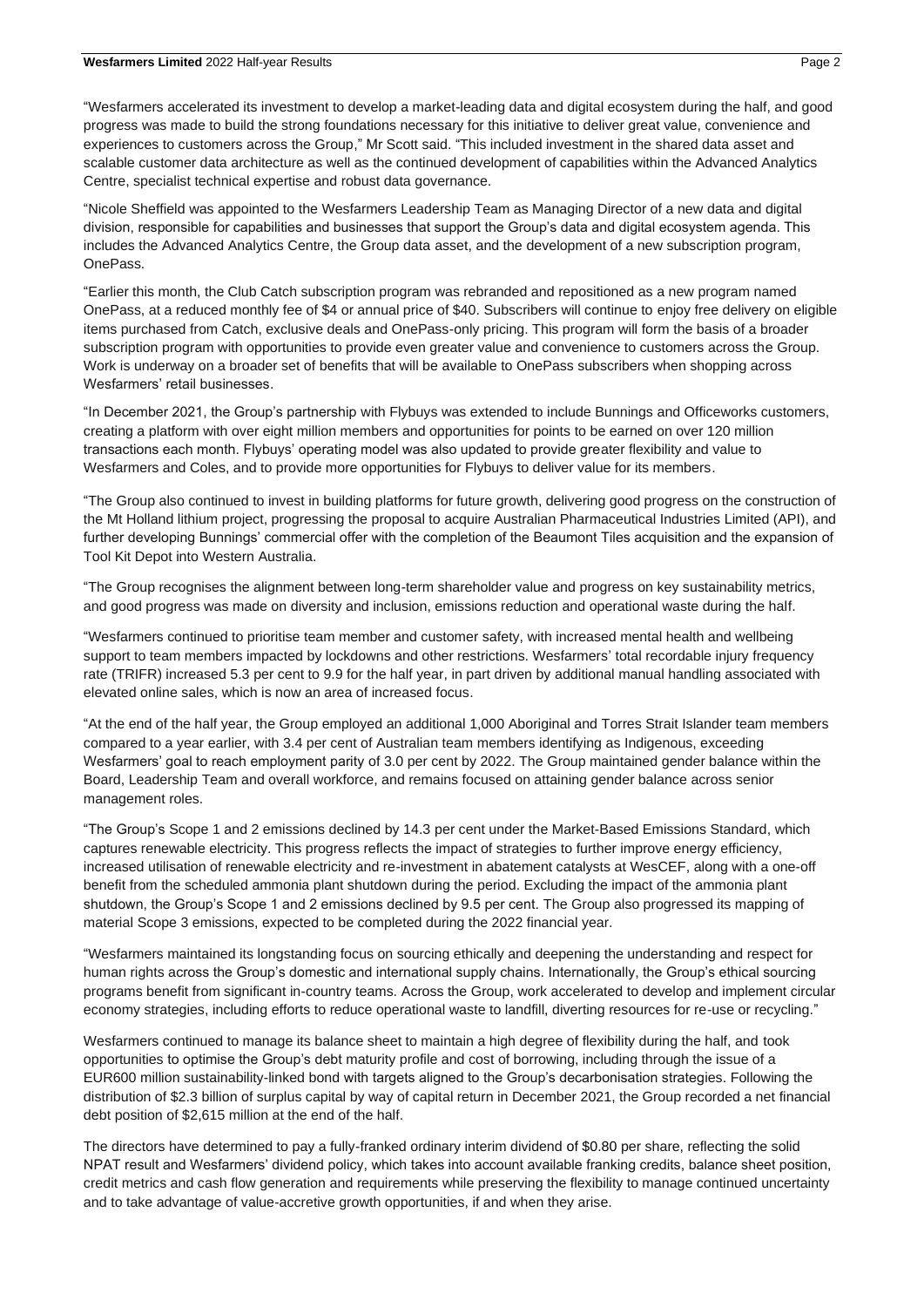"Wesfarmers accelerated its investment to develop a market-leading data and digital ecosystem during the half, and good progress was made to build the strong foundations necessary for this initiative to deliver great value, convenience and experiences to customers across the Group," Mr Scott said. "This included investment in the shared data asset and scalable customer data architecture as well as the continued development of capabilities within the Advanced Analytics Centre, specialist technical expertise and robust data governance.

"Nicole Sheffield was appointed to the Wesfarmers Leadership Team as Managing Director of a new data and digital division, responsible for capabilities and businesses that support the Group's data and digital ecosystem agenda. This includes the Advanced Analytics Centre, the Group data asset, and the development of a new subscription program, OnePass.

"Earlier this month, the Club Catch subscription program was rebranded and repositioned as a new program named OnePass, at a reduced monthly fee of $4 or annual price of $40. Subscribers will continue to enjoy free delivery on eligible items purchased from Catch, exclusive deals and OnePass-only pricing. This program will form the basis of a broader subscription program with opportunities to provide even greater value and convenience to customers across the Group. Work is underway on a broader set of benefits that will be available to OnePass subscribers when shopping across Wesfarmers' retail businesses.

"In December 2021, the Group's partnership with Flybuys was extended to include Bunnings and Officeworks customers, creating a platform with over eight million members and opportunities for points to be earned on over 120 million transactions each month. Flybuys' operating model was also updated to provide greater flexibility and value to Wesfarmers and Coles, and to provide more opportunities for Flybuys to deliver value for its members.

"The Group also continued to invest in building platforms for future growth, delivering good progress on the construction of the Mt Holland lithium project, progressing the proposal to acquire Australian Pharmaceutical Industries Limited (API), and further developing Bunnings' commercial offer with the completion of the Beaumont Tiles acquisition and the expansion of Tool Kit Depot into Western Australia.

"The Group recognises the alignment between long-term shareholder value and progress on key sustainability metrics, and good progress was made on diversity and inclusion, emissions reduction and operational waste during the half.

"Wesfarmers continued to prioritise team member and customer safety, with increased mental health and wellbeing support to team members impacted by lockdowns and other restrictions. Wesfarmers' total recordable injury frequency rate (TRIFR) increased 5.3 per cent to 9.9 for the half year, in part driven by additional manual handling associated with elevated online sales, which is now an area of increased focus.

"At the end of the half year, the Group employed an additional 1,000 Aboriginal and Torres Strait Islander team members compared to a year earlier, with 3.4 per cent of Australian team members identifying as Indigenous, exceeding Wesfarmers' goal to reach employment parity of 3.0 per cent by 2022. The Group maintained gender balance within the Board, Leadership Team and overall workforce, and remains focused on attaining gender balance across senior management roles.

"The Group's Scope 1 and 2 emissions declined by 14.3 per cent under the Market-Based Emissions Standard, which captures renewable electricity. This progress reflects the impact of strategies to further improve energy efficiency, increased utilisation of renewable electricity and re-investment in abatement catalysts at WesCEF, along with a one-off benefit from the scheduled ammonia plant shutdown during the period. Excluding the impact of the ammonia plant shutdown, the Group's Scope 1 and 2 emissions declined by 9.5 per cent. The Group also progressed its mapping of material Scope 3 emissions, expected to be completed during the 2022 financial year.

"Wesfarmers maintained its longstanding focus on sourcing ethically and deepening the understanding and respect for human rights across the Group's domestic and international supply chains. Internationally, the Group's ethical sourcing programs benefit from significant in-country teams. Across the Group, work accelerated to develop and implement circular economy strategies, including efforts to reduce operational waste to landfill, diverting resources for re-use or recycling."

Wesfarmers continued to manage its balance sheet to maintain a high degree of flexibility during the half, and took opportunities to optimise the Group's debt maturity profile and cost of borrowing, including through the issue of a EUR600 million sustainability-linked bond with targets aligned to the Group's decarbonisation strategies. Following the distribution of $2.3 billion of surplus capital by way of capital return in December 2021, the Group recorded a net financial debt position of $2,615 million at the end of the half.

The directors have determined to pay a fully-franked ordinary interim dividend of $0.80 per share, reflecting the solid NPAT result and Wesfarmers' dividend policy, which takes into account available franking credits, balance sheet position, credit metrics and cash flow generation and requirements while preserving the flexibility to manage continued uncertainty and to take advantage of value-accretive growth opportunities, if and when they arise.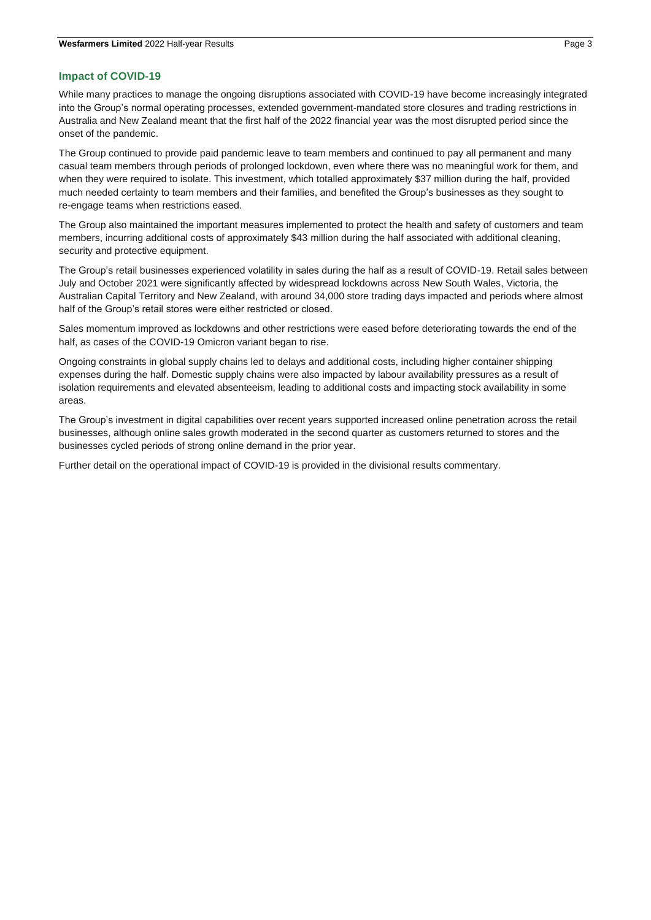## Impact of COVID-19

While many practices to manage the ongoing disruptions associated with COVID-19 have become increasingly integrated into the Group's normal operating processes, extended government-mandated store closures and trading restrictions in Australia and New Zealand meant that the first half of the 2022 financial year was the most disrupted period since the onset of the pandemic.

The Group continued to provide paid pandemic leave to team members and continued to pay all permanent and many casual team members through periods of prolonged lockdown, even where there was no meaningful work for them, and when they were required to isolate. This investment, which totalled approximately $37 million during the half, provided much needed certainty to team members and their families, and benefited the Group's businesses as they sought to re-engage teams when restrictions eased.

The Group also maintained the important measures implemented to protect the health and safety of customers and team members, incurring additional costs of approximately $43 million during the half associated with additional cleaning, security and protective equipment.

The Group's retail businesses experienced volatility in sales during the half as a result of COVID-19. Retail sales between July and October 2021 were significantly affected by widespread lockdowns across New South Wales, Victoria, the Australian Capital Territory and New Zealand, with around 34,000 store trading days impacted and periods where almost half of the Group's retail stores were either restricted or closed.

Sales momentum improved as lockdowns and other restrictions were eased before deteriorating towards the end of the half, as cases of the COVID-19 Omicron variant began to rise.

Ongoing constraints in global supply chains led to delays and additional costs, including higher container shipping expenses during the half. Domestic supply chains were also impacted by labour availability pressures as a result of isolation requirements and elevated absenteeism, leading to additional costs and impacting stock availability in some areas.

The Group's investment in digital capabilities over recent years supported increased online penetration across the retail businesses, although online sales growth moderated in the second quarter as customers returned to stores and the businesses cycled periods of strong online demand in the prior year.

Further detail on the operational impact of COVID-19 is provided in the divisional results commentary.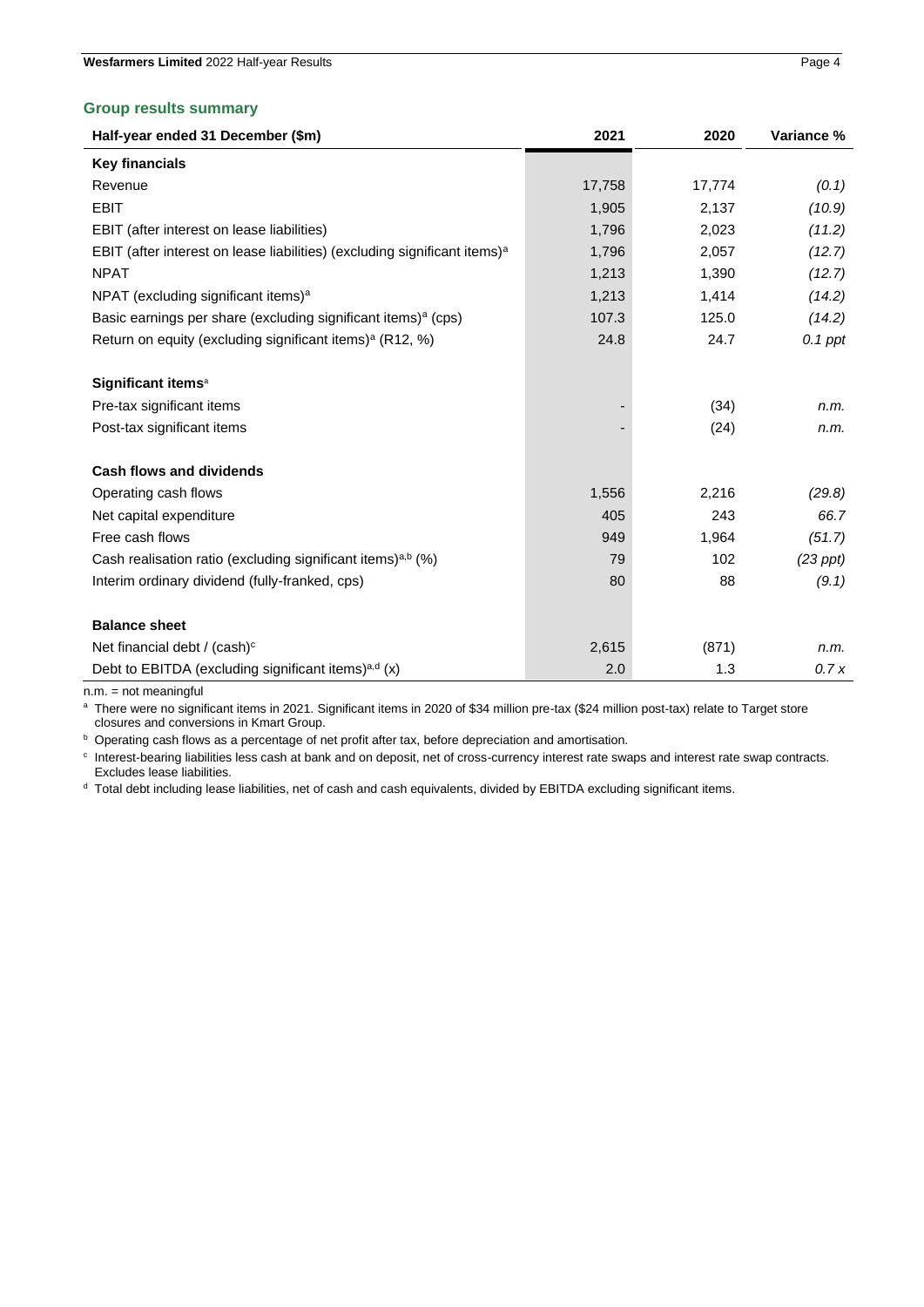## Group results summary

| Half-year ended 31 December ($m) | 2021 | 2020 | Variance % |
|---|---|---|---|
| **Key financials** | | | |
| Revenue | 17,758 | 17,774 | *(0.1)* |
| EBIT | 1,905 | 2,137 | *(10.9)* |
| EBIT (after interest on lease liabilities) | 1,796 | 2,023 | *(11.2)* |
| EBIT (after interest on lease liabilities) (excluding significant items)[a] | 1,796 | 2,057 | *(12.7)* |
| NPAT | 1,213 | 1,390 | *(12.7)* |
| NPAT (excluding significant items)[a] | 1,213 | 1,414 | *(14.2)* |
| Basic earnings per share (excluding significant items)[a] (cps) | 107.3 | 125.0 | *(14.2)* |
| Return on equity (excluding significant items)[a] (R12, %) | 24.8 | 24.7 | *0.1 ppt* |
| **Significant items**[a] | | | |
| Pre-tax significant items | - | (34) | *n.m.* |
| Post-tax significant items | - | (24) | *n.m.* |
| **Cash flows and dividends** | | | |
| Operating cash flows | 1,556 | 2,216 | *(29.8)* |
| Net capital expenditure | 405 | 243 | *66.7* |
| Free cash flows | 949 | 1,964 | *(51.7)* |
| Cash realisation ratio (excluding significant items)[a,b] (%) | 79 | 102 | *(23 ppt)* |
| Interim ordinary dividend (fully-franked, cps) | 80 | 88 | *(9.1)* |
| **Balance sheet** | | | |
| Net financial debt / (cash)[c] | 2,615 | (871) | *n.m.* |
| Debt to EBITDA (excluding significant items)[a,d] (x) | 2.0 | 1.3 | *0.7 x* |

n.m. = not meaningful

[a] There were no significant items in 2021. Significant items in 2020 of $34 million pre-tax ($24 million post-tax) relate to Target store closures and conversions in Kmart Group.

[b] Operating cash flows as a percentage of net profit after tax, before depreciation and amortisation.

[c] Interest-bearing liabilities less cash at bank and on deposit, net of cross-currency interest rate swaps and interest rate swap contracts. Excludes lease liabilities.

[d] Total debt including lease liabilities, net of cash and cash equivalents, divided by EBITDA excluding significant items.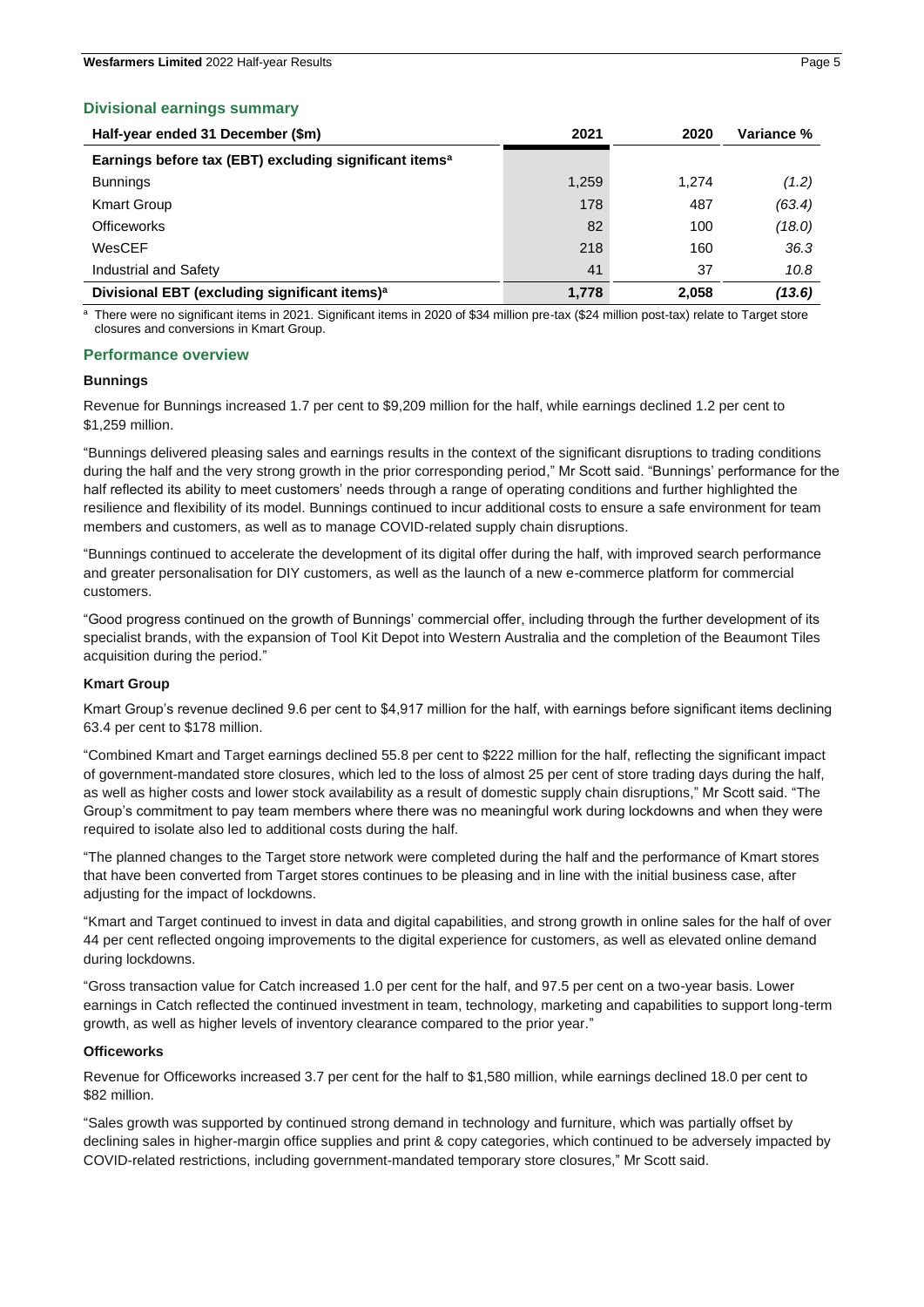## Divisional earnings summary

| Half-year ended 31 December ($m) | 2021 | 2020 | Variance % |
|---|---|---|---|
| **Earnings before tax (EBT) excluding significant items[a]** | | | |
| Bunnings | 1,259 | 1,274 | *(1.2)* |
| Kmart Group | 178 | 487 | *(63.4)* |
| Officeworks | 82 | 100 | *(18.0)* |
| WesCEF | 218 | 160 | *36.3* |
| Industrial and Safety | 41 | 37 | *10.8* |
| **Divisional EBT (excluding significant items)[a]** | **1,778** | **2,058** | ***(13.6)*** |

[a] There were no significant items in 2021. Significant items in 2020 of $34 million pre-tax ($24 million post-tax) relate to Target store closures and conversions in Kmart Group.

## Performance overview

### Bunnings

Revenue for Bunnings increased 1.7 per cent to $9,209 million for the half, while earnings declined 1.2 per cent to $1,259 million.

"Bunnings delivered pleasing sales and earnings results in the context of the significant disruptions to trading conditions during the half and the very strong growth in the prior corresponding period," Mr Scott said. "Bunnings' performance for the half reflected its ability to meet customers' needs through a range of operating conditions and further highlighted the resilience and flexibility of its model. Bunnings continued to incur additional costs to ensure a safe environment for team members and customers, as well as to manage COVID-related supply chain disruptions.

"Bunnings continued to accelerate the development of its digital offer during the half, with improved search performance and greater personalisation for DIY customers, as well as the launch of a new e-commerce platform for commercial customers.

"Good progress continued on the growth of Bunnings' commercial offer, including through the further development of its specialist brands, with the expansion of Tool Kit Depot into Western Australia and the completion of the Beaumont Tiles acquisition during the period."

### Kmart Group

Kmart Group's revenue declined 9.6 per cent to $4,917 million for the half, with earnings before significant items declining 63.4 per cent to $178 million.

"Combined Kmart and Target earnings declined 55.8 per cent to $222 million for the half, reflecting the significant impact of government-mandated store closures, which led to the loss of almost 25 per cent of store trading days during the half, as well as higher costs and lower stock availability as a result of domestic supply chain disruptions," Mr Scott said. "The Group's commitment to pay team members where there was no meaningful work during lockdowns and when they were required to isolate also led to additional costs during the half.

"The planned changes to the Target store network were completed during the half and the performance of Kmart stores that have been converted from Target stores continues to be pleasing and in line with the initial business case, after adjusting for the impact of lockdowns.

"Kmart and Target continued to invest in data and digital capabilities, and strong growth in online sales for the half of over 44 per cent reflected ongoing improvements to the digital experience for customers, as well as elevated online demand during lockdowns.

"Gross transaction value for Catch increased 1.0 per cent for the half, and 97.5 per cent on a two-year basis. Lower earnings in Catch reflected the continued investment in team, technology, marketing and capabilities to support long-term growth, as well as higher levels of inventory clearance compared to the prior year."

### Officeworks

Revenue for Officeworks increased 3.7 per cent for the half to $1,580 million, while earnings declined 18.0 per cent to $82 million.

"Sales growth was supported by continued strong demand in technology and furniture, which was partially offset by declining sales in higher-margin office supplies and print & copy categories, which continued to be adversely impacted by COVID-related restrictions, including government-mandated temporary store closures," Mr Scott said.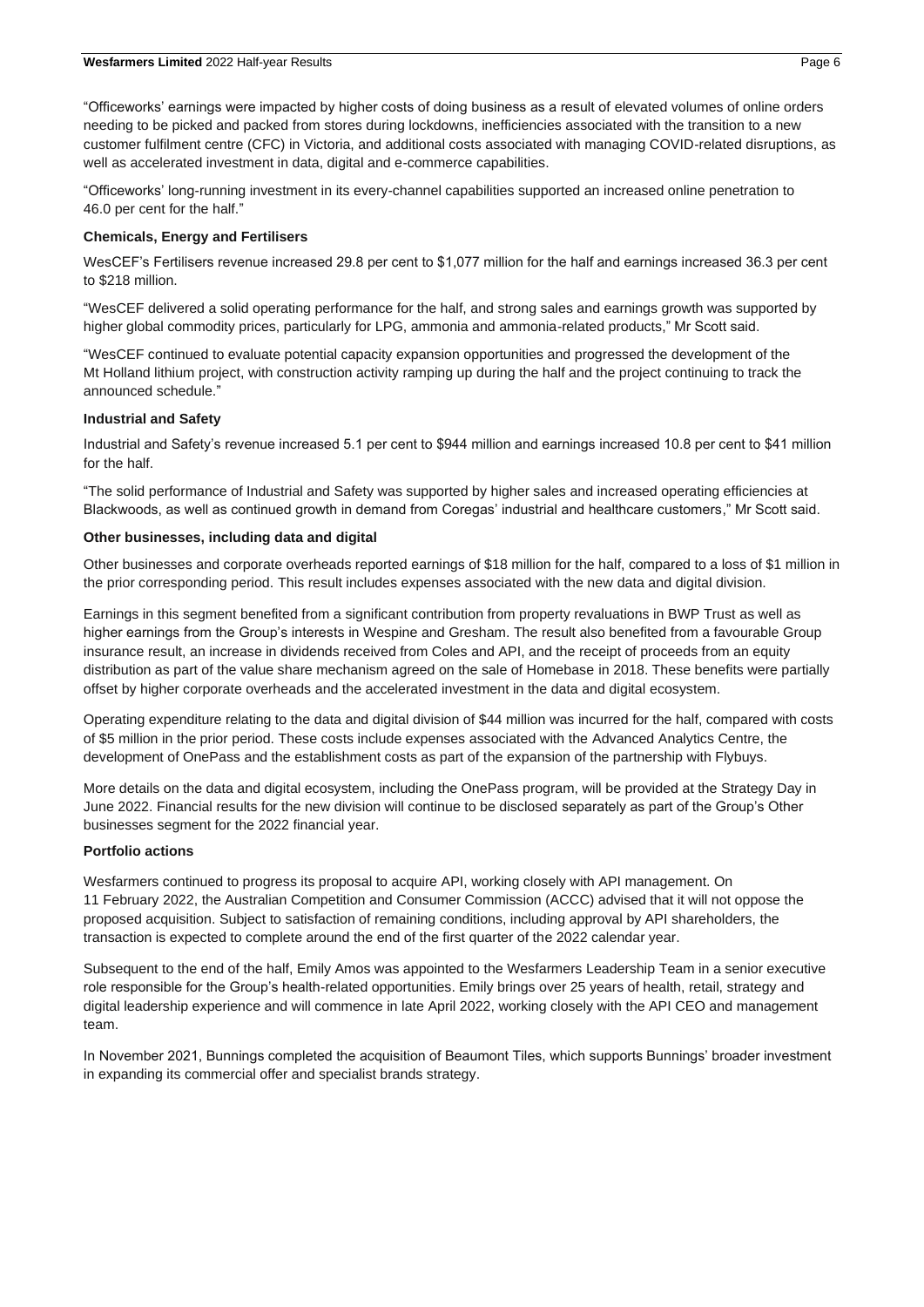"Officeworks' earnings were impacted by higher costs of doing business as a result of elevated volumes of online orders needing to be picked and packed from stores during lockdowns, inefficiencies associated with the transition to a new customer fulfilment centre (CFC) in Victoria, and additional costs associated with managing COVID-related disruptions, as well as accelerated investment in data, digital and e-commerce capabilities.

"Officeworks' long-running investment in its every-channel capabilities supported an increased online penetration to 46.0 per cent for the half."

**Chemicals, Energy and Fertilisers**

WesCEF's Fertilisers revenue increased 29.8 per cent to $1,077 million for the half and earnings increased 36.3 per cent to $218 million.

"WesCEF delivered a solid operating performance for the half, and strong sales and earnings growth was supported by higher global commodity prices, particularly for LPG, ammonia and ammonia-related products," Mr Scott said.

"WesCEF continued to evaluate potential capacity expansion opportunities and progressed the development of the Mt Holland lithium project, with construction activity ramping up during the half and the project continuing to track the announced schedule."

**Industrial and Safety**

Industrial and Safety's revenue increased 5.1 per cent to $944 million and earnings increased 10.8 per cent to $41 million for the half.

"The solid performance of Industrial and Safety was supported by higher sales and increased operating efficiencies at Blackwoods, as well as continued growth in demand from Coregas' industrial and healthcare customers," Mr Scott said.

**Other businesses, including data and digital**

Other businesses and corporate overheads reported earnings of $18 million for the half, compared to a loss of $1 million in the prior corresponding period. This result includes expenses associated with the new data and digital division.

Earnings in this segment benefited from a significant contribution from property revaluations in BWP Trust as well as higher earnings from the Group's interests in Wespine and Gresham. The result also benefited from a favourable Group insurance result, an increase in dividends received from Coles and API, and the receipt of proceeds from an equity distribution as part of the value share mechanism agreed on the sale of Homebase in 2018. These benefits were partially offset by higher corporate overheads and the accelerated investment in the data and digital ecosystem.

Operating expenditure relating to the data and digital division of $44 million was incurred for the half, compared with costs of $5 million in the prior period. These costs include expenses associated with the Advanced Analytics Centre, the development of OnePass and the establishment costs as part of the expansion of the partnership with Flybuys.

More details on the data and digital ecosystem, including the OnePass program, will be provided at the Strategy Day in June 2022. Financial results for the new division will continue to be disclosed separately as part of the Group's Other businesses segment for the 2022 financial year.

**Portfolio actions**

Wesfarmers continued to progress its proposal to acquire API, working closely with API management. On 11 February 2022, the Australian Competition and Consumer Commission (ACCC) advised that it will not oppose the proposed acquisition. Subject to satisfaction of remaining conditions, including approval by API shareholders, the transaction is expected to complete around the end of the first quarter of the 2022 calendar year.

Subsequent to the end of the half, Emily Amos was appointed to the Wesfarmers Leadership Team in a senior executive role responsible for the Group's health-related opportunities. Emily brings over 25 years of health, retail, strategy and digital leadership experience and will commence in late April 2022, working closely with the API CEO and management team.

In November 2021, Bunnings completed the acquisition of Beaumont Tiles, which supports Bunnings' broader investment in expanding its commercial offer and specialist brands strategy.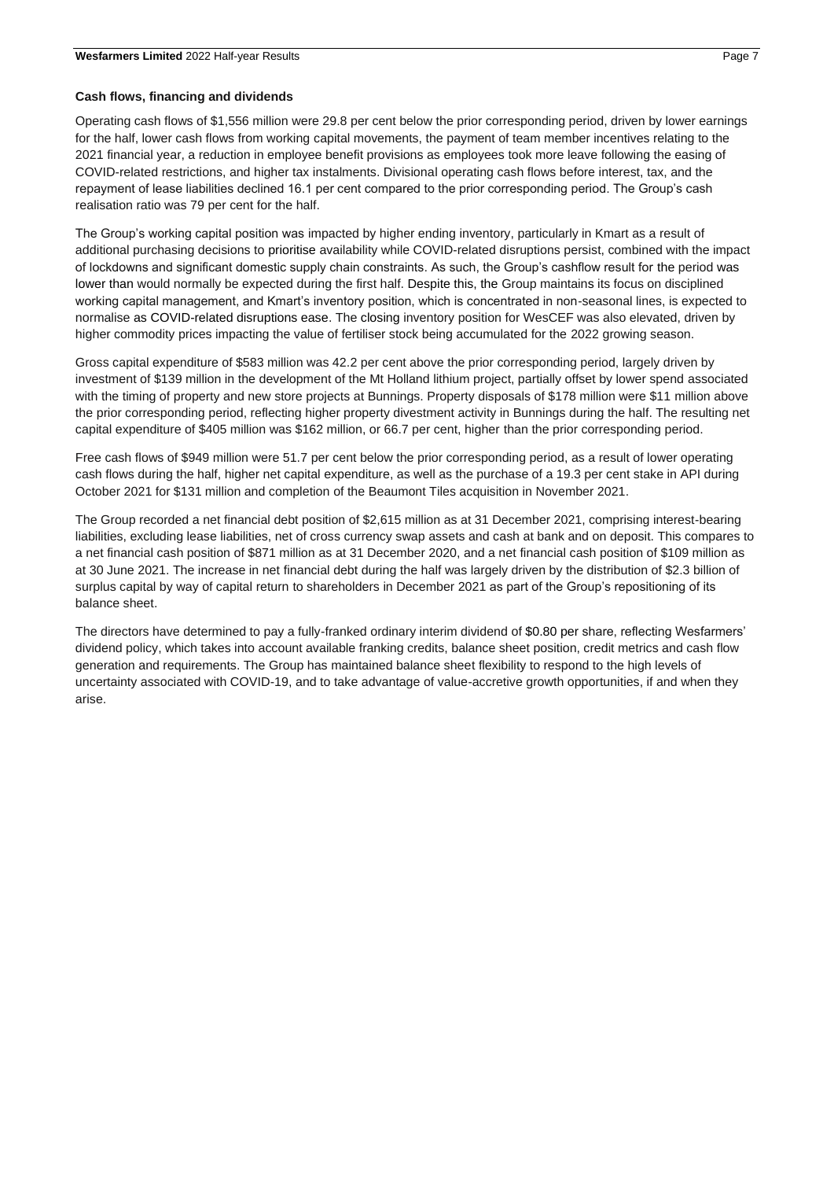### Cash flows, financing and dividends

Operating cash flows of $1,556 million were 29.8 per cent below the prior corresponding period, driven by lower earnings for the half, lower cash flows from working capital movements, the payment of team member incentives relating to the 2021 financial year, a reduction in employee benefit provisions as employees took more leave following the easing of COVID-related restrictions, and higher tax instalments. Divisional operating cash flows before interest, tax, and the repayment of lease liabilities declined 16.1 per cent compared to the prior corresponding period. The Group's cash realisation ratio was 79 per cent for the half.

The Group's working capital position was impacted by higher ending inventory, particularly in Kmart as a result of additional purchasing decisions to prioritise availability while COVID-related disruptions persist, combined with the impact of lockdowns and significant domestic supply chain constraints. As such, the Group's cashflow result for the period was lower than would normally be expected during the first half. Despite this, the Group maintains its focus on disciplined working capital management, and Kmart's inventory position, which is concentrated in non-seasonal lines, is expected to normalise as COVID-related disruptions ease. The closing inventory position for WesCEF was also elevated, driven by higher commodity prices impacting the value of fertiliser stock being accumulated for the 2022 growing season.

Gross capital expenditure of $583 million was 42.2 per cent above the prior corresponding period, largely driven by investment of $139 million in the development of the Mt Holland lithium project, partially offset by lower spend associated with the timing of property and new store projects at Bunnings. Property disposals of $178 million were $11 million above the prior corresponding period, reflecting higher property divestment activity in Bunnings during the half. The resulting net capital expenditure of $405 million was $162 million, or 66.7 per cent, higher than the prior corresponding period.

Free cash flows of $949 million were 51.7 per cent below the prior corresponding period, as a result of lower operating cash flows during the half, higher net capital expenditure, as well as the purchase of a 19.3 per cent stake in API during October 2021 for $131 million and completion of the Beaumont Tiles acquisition in November 2021.

The Group recorded a net financial debt position of $2,615 million as at 31 December 2021, comprising interest-bearing liabilities, excluding lease liabilities, net of cross currency swap assets and cash at bank and on deposit. This compares to a net financial cash position of $871 million as at 31 December 2020, and a net financial cash position of $109 million as at 30 June 2021. The increase in net financial debt during the half was largely driven by the distribution of $2.3 billion of surplus capital by way of capital return to shareholders in December 2021 as part of the Group's repositioning of its balance sheet.

The directors have determined to pay a fully-franked ordinary interim dividend of $0.80 per share, reflecting Wesfarmers' dividend policy, which takes into account available franking credits, balance sheet position, credit metrics and cash flow generation and requirements. The Group has maintained balance sheet flexibility to respond to the high levels of uncertainty associated with COVID-19, and to take advantage of value-accretive growth opportunities, if and when they arise.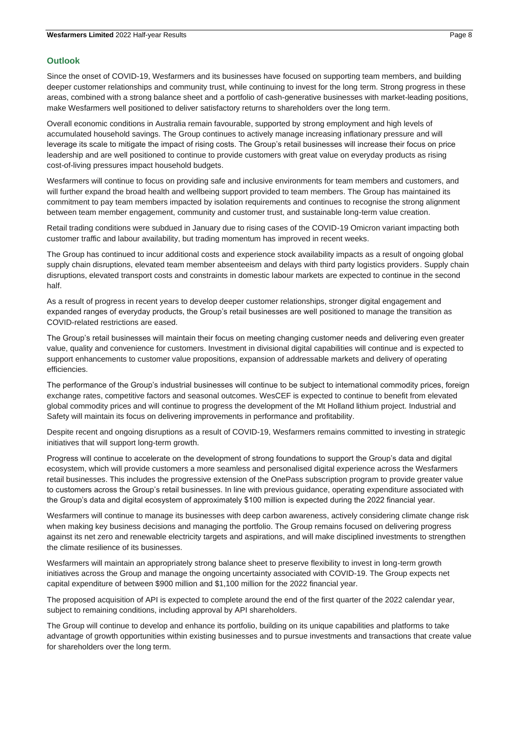## Outlook

Since the onset of COVID-19, Wesfarmers and its businesses have focused on supporting team members, and building deeper customer relationships and community trust, while continuing to invest for the long term. Strong progress in these areas, combined with a strong balance sheet and a portfolio of cash-generative businesses with market-leading positions, make Wesfarmers well positioned to deliver satisfactory returns to shareholders over the long term.

Overall economic conditions in Australia remain favourable, supported by strong employment and high levels of accumulated household savings. The Group continues to actively manage increasing inflationary pressure and will leverage its scale to mitigate the impact of rising costs. The Group's retail businesses will increase their focus on price leadership and are well positioned to continue to provide customers with great value on everyday products as rising cost-of-living pressures impact household budgets.

Wesfarmers will continue to focus on providing safe and inclusive environments for team members and customers, and will further expand the broad health and wellbeing support provided to team members. The Group has maintained its commitment to pay team members impacted by isolation requirements and continues to recognise the strong alignment between team member engagement, community and customer trust, and sustainable long-term value creation.

Retail trading conditions were subdued in January due to rising cases of the COVID-19 Omicron variant impacting both customer traffic and labour availability, but trading momentum has improved in recent weeks.

The Group has continued to incur additional costs and experience stock availability impacts as a result of ongoing global supply chain disruptions, elevated team member absenteeism and delays with third party logistics providers. Supply chain disruptions, elevated transport costs and constraints in domestic labour markets are expected to continue in the second half.

As a result of progress in recent years to develop deeper customer relationships, stronger digital engagement and expanded ranges of everyday products, the Group's retail businesses are well positioned to manage the transition as COVID-related restrictions are eased.

The Group's retail businesses will maintain their focus on meeting changing customer needs and delivering even greater value, quality and convenience for customers. Investment in divisional digital capabilities will continue and is expected to support enhancements to customer value propositions, expansion of addressable markets and delivery of operating efficiencies.

The performance of the Group's industrial businesses will continue to be subject to international commodity prices, foreign exchange rates, competitive factors and seasonal outcomes. WesCEF is expected to continue to benefit from elevated global commodity prices and will continue to progress the development of the Mt Holland lithium project. Industrial and Safety will maintain its focus on delivering improvements in performance and profitability.

Despite recent and ongoing disruptions as a result of COVID-19, Wesfarmers remains committed to investing in strategic initiatives that will support long-term growth.

Progress will continue to accelerate on the development of strong foundations to support the Group's data and digital ecosystem, which will provide customers a more seamless and personalised digital experience across the Wesfarmers retail businesses. This includes the progressive extension of the OnePass subscription program to provide greater value to customers across the Group's retail businesses. In line with previous guidance, operating expenditure associated with the Group's data and digital ecosystem of approximately $100 million is expected during the 2022 financial year.

Wesfarmers will continue to manage its businesses with deep carbon awareness, actively considering climate change risk when making key business decisions and managing the portfolio. The Group remains focused on delivering progress against its net zero and renewable electricity targets and aspirations, and will make disciplined investments to strengthen the climate resilience of its businesses.

Wesfarmers will maintain an appropriately strong balance sheet to preserve flexibility to invest in long-term growth initiatives across the Group and manage the ongoing uncertainty associated with COVID-19. The Group expects net capital expenditure of between $900 million and $1,100 million for the 2022 financial year.

The proposed acquisition of API is expected to complete around the end of the first quarter of the 2022 calendar year, subject to remaining conditions, including approval by API shareholders.

The Group will continue to develop and enhance its portfolio, building on its unique capabilities and platforms to take advantage of growth opportunities within existing businesses and to pursue investments and transactions that create value for shareholders over the long term.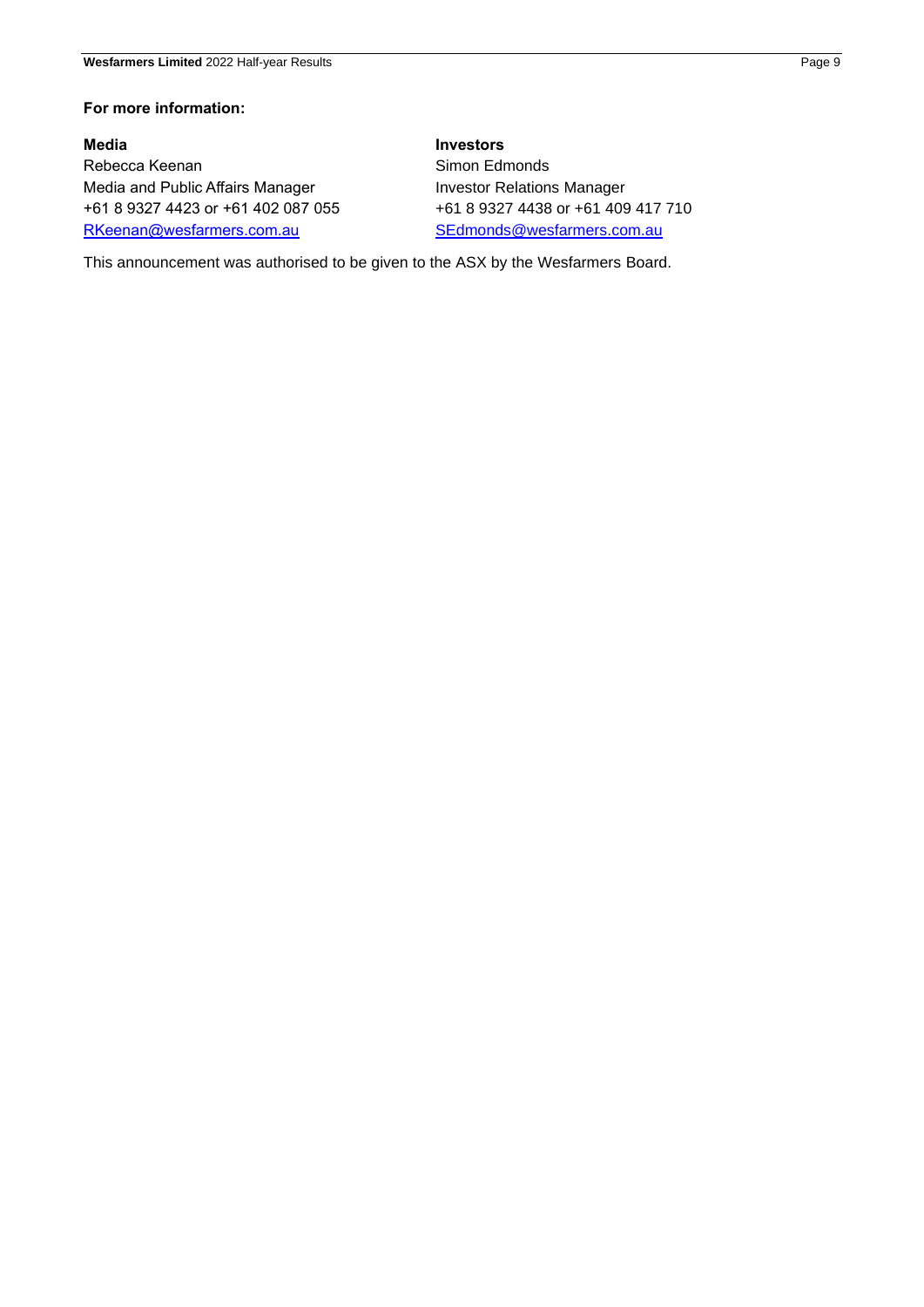**For more information:**

**Media**
Rebecca Keenan
Media and Public Affairs Manager
+61 8 9327 4423 or +61 402 087 055
RKeenan@wesfarmers.com.au

**Investors**
Simon Edmonds
Investor Relations Manager
+61 8 9327 4438 or +61 409 417 710
SEdmonds@wesfarmers.com.au

This announcement was authorised to be given to the ASX by the Wesfarmers Board.